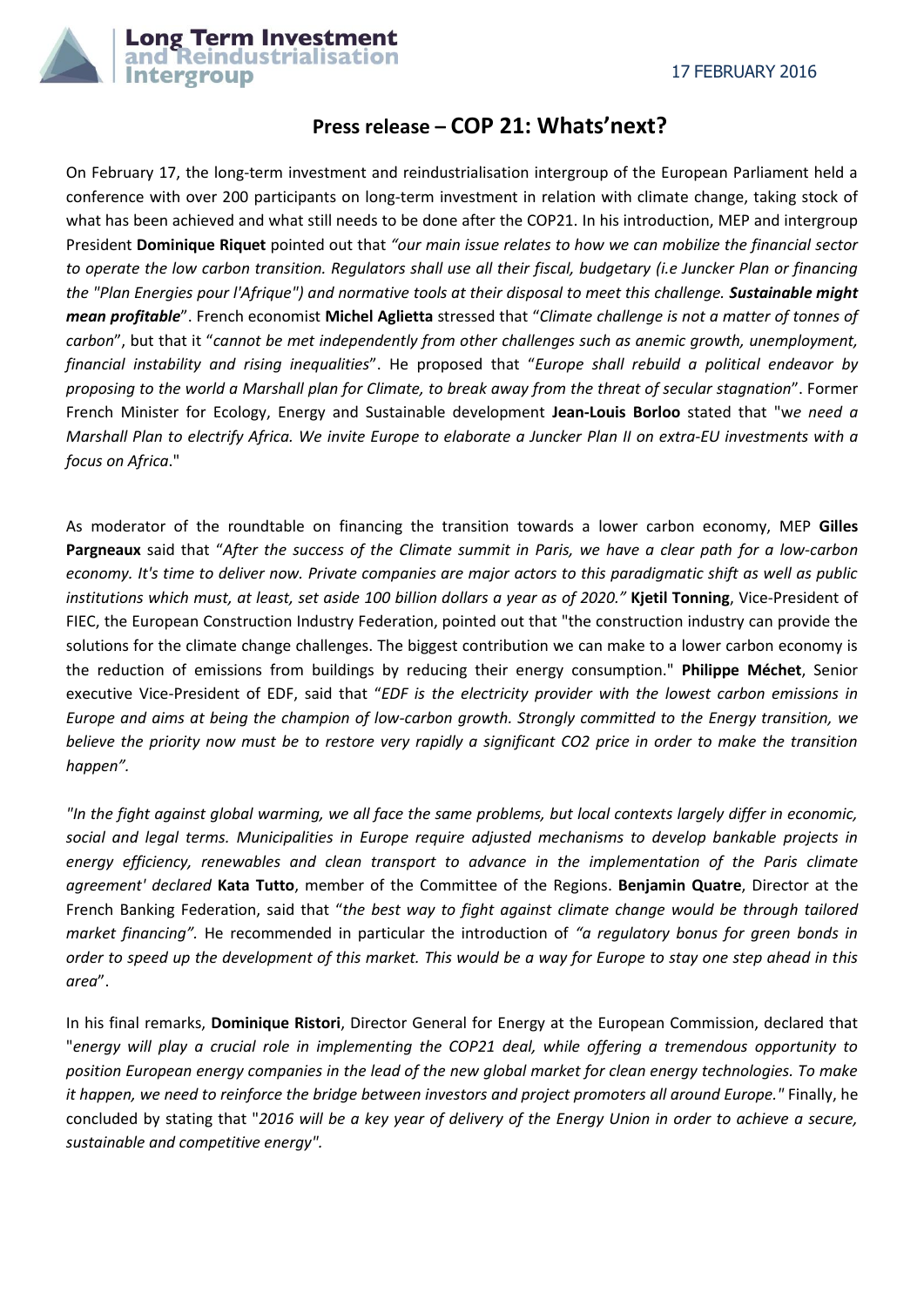Long Term Investment and Reindustrialisation Intergroup

17 FEBRUARY 2016

# Press release – COP 21: Whats'next?

On February 17, the long-term investment and reindustrialisation intergroup of the European Parliament held a conference with over 200 participants on long-term investment in relation with climate change, taking stock of what has been achieved and what still needs to be done after the COP21. In his introduction, MEP and intergroup President **Dominique Riquet** pointed out that *"our main issue relates to how we can mobilize the financial sector to operate the low carbon transition. Regulators shall use all their fiscal, budgetary (i.e Juncker Plan or financing the "Plan Energies pour l'Afrique") and normative tools at their disposal to meet this challenge.* ***Sustainable might mean profitable***". French economist **Michel Aglietta** stressed that "*Climate challenge is not a matter of tonnes of carbon*", but that it "*cannot be met independently from other challenges such as anemic growth, unemployment, financial instability and rising inequalities*". He proposed that "*Europe shall rebuild a political endeavor by proposing to the world a Marshall plan for Climate, to break away from the threat of secular stagnation*". Former French Minister for Ecology, Energy and Sustainable development **Jean-Louis Borloo** stated that "w*e need a Marshall Plan to electrify Africa. We invite Europe to elaborate a Juncker Plan II on extra-EU investments with a focus on Africa*."

As moderator of the roundtable on financing the transition towards a lower carbon economy, MEP **Gilles Pargneaux** said that "*After the success of the Climate summit in Paris, we have a clear path for a low-carbon economy. It's time to deliver now. Private companies are major actors to this paradigmatic shift as well as public institutions which must, at least, set aside 100 billion dollars a year as of 2020."* **Kjetil Tonning**, Vice-President of FIEC, the European Construction Industry Federation, pointed out that "the construction industry can provide the solutions for the climate change challenges. The biggest contribution we can make to a lower carbon economy is the reduction of emissions from buildings by reducing their energy consumption." **Philippe Méchet**, Senior executive Vice-President of EDF, said that "*EDF is the electricity provider with the lowest carbon emissions in Europe and aims at being the champion of low-carbon growth. Strongly committed to the Energy transition, we believe the priority now must be to restore very rapidly a significant CO2 price in order to make the transition happen"*.

*"In the fight against global warming, we all face the same problems, but local contexts largely differ in economic, social and legal terms. Municipalities in Europe require adjusted mechanisms to develop bankable projects in energy efficiency, renewables and clean transport to advance in the implementation of the Paris climate agreement' declared* **Kata Tutto**, member of the Committee of the Regions. **Benjamin Quatre**, Director at the French Banking Federation, said that "*the best way to fight against climate change would be through tailored market financing".* He recommended in particular the introduction of *"a regulatory bonus for green bonds in order to speed up the development of this market. This would be a way for Europe to stay one step ahead in this area*".

In his final remarks, **Dominique Ristori**, Director General for Energy at the European Commission, declared that "*energy will play a crucial role in implementing the COP21 deal, while offering a tremendous opportunity to position European energy companies in the lead of the new global market for clean energy technologies. To make it happen, we need to reinforce the bridge between investors and project promoters all around Europe."* Finally, he concluded by stating that "*2016 will be a key year of delivery of the Energy Union in order to achieve a secure, sustainable and competitive energy".*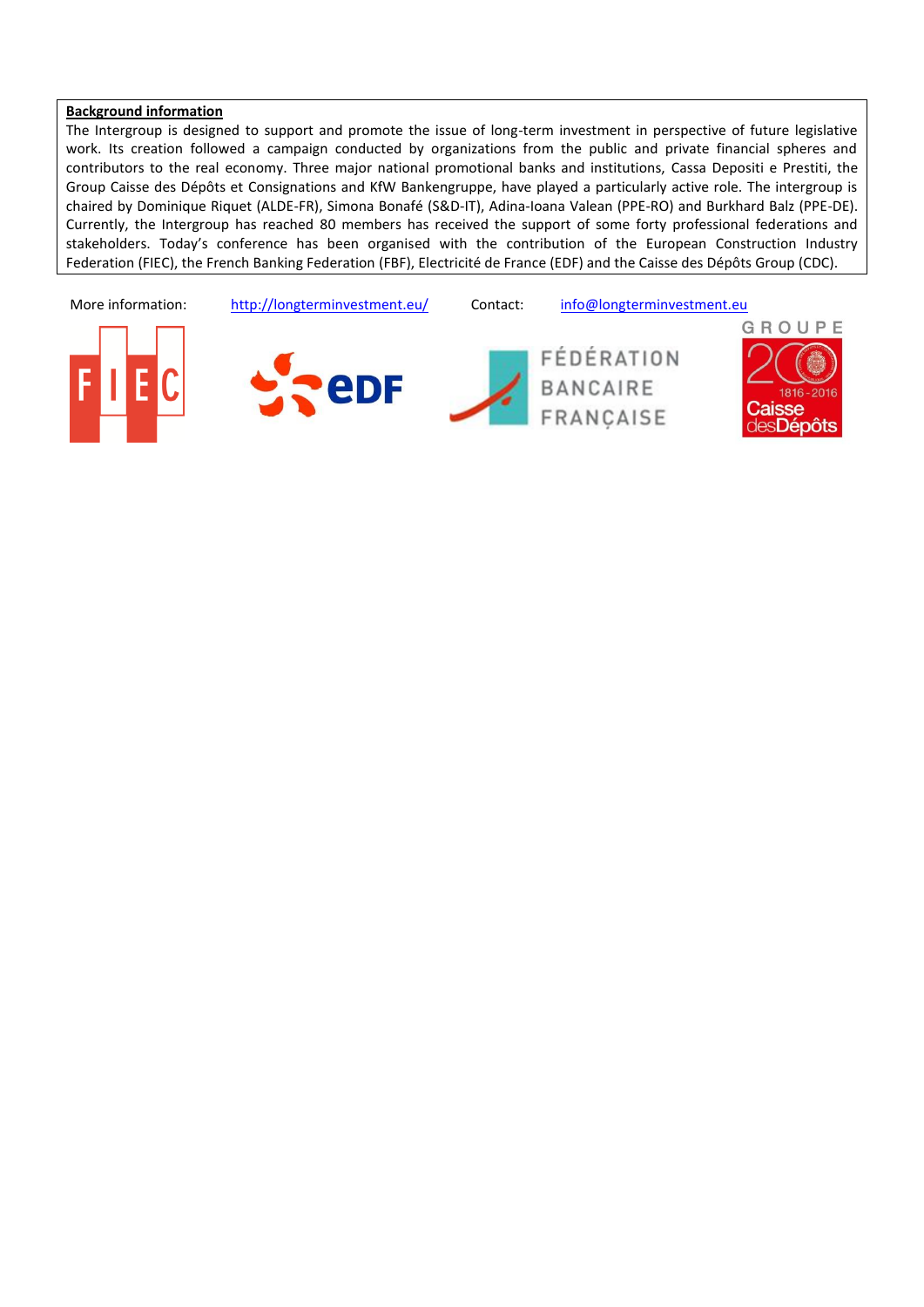**Background information**

The Intergroup is designed to support and promote the issue of long-term investment in perspective of future legislative work. Its creation followed a campaign conducted by organizations from the public and private financial spheres and contributors to the real economy. Three major national promotional banks and institutions, Cassa Depositi e Prestiti, the Group Caisse des Dépôts et Consignations and KfW Bankengruppe, have played a particularly active role. The intergroup is chaired by Dominique Riquet (ALDE-FR), Simona Bonafé (S&D-IT), Adina-Ioana Valean (PPE-RO) and Burkhard Balz (PPE-DE). Currently, the Intergroup has reached 80 members has received the support of some forty professional federations and stakeholders. Today's conference has been organised with the contribution of the European Construction Industry Federation (FIEC), the French Banking Federation (FBF), Electricité de France (EDF) and the Caisse des Dépôts Group (CDC).

More information: http://longterminvestment.eu/ Contact: info@longterminvestment.eu

FIEC

EDF

FÉDÉRATION BANCAIRE FRANÇAISE

GROUPE 200 1816-2016 Caisse des Dépôts